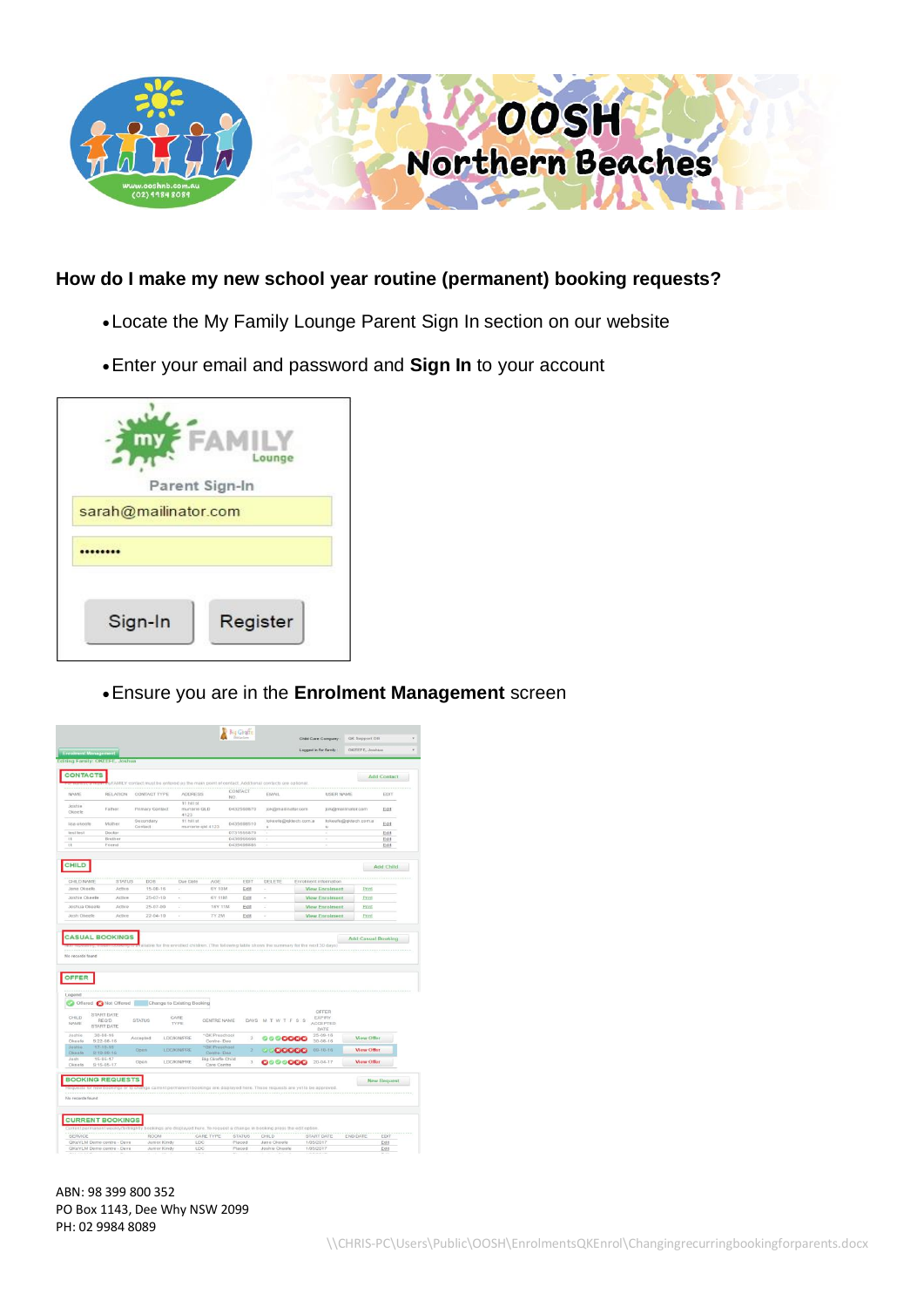## How do I make my new school year routine (permanent) booking requests?

- Locate the My Family Lounge Parent Sign In section on our website
- Enter your email and password and **Sign In** to your account

- Ensure you are in the **Enrolment Management** screen

ABN: 98 399 800 352
PO Box 1143, Dee Why NSW 2099
PH: 02 9984 8089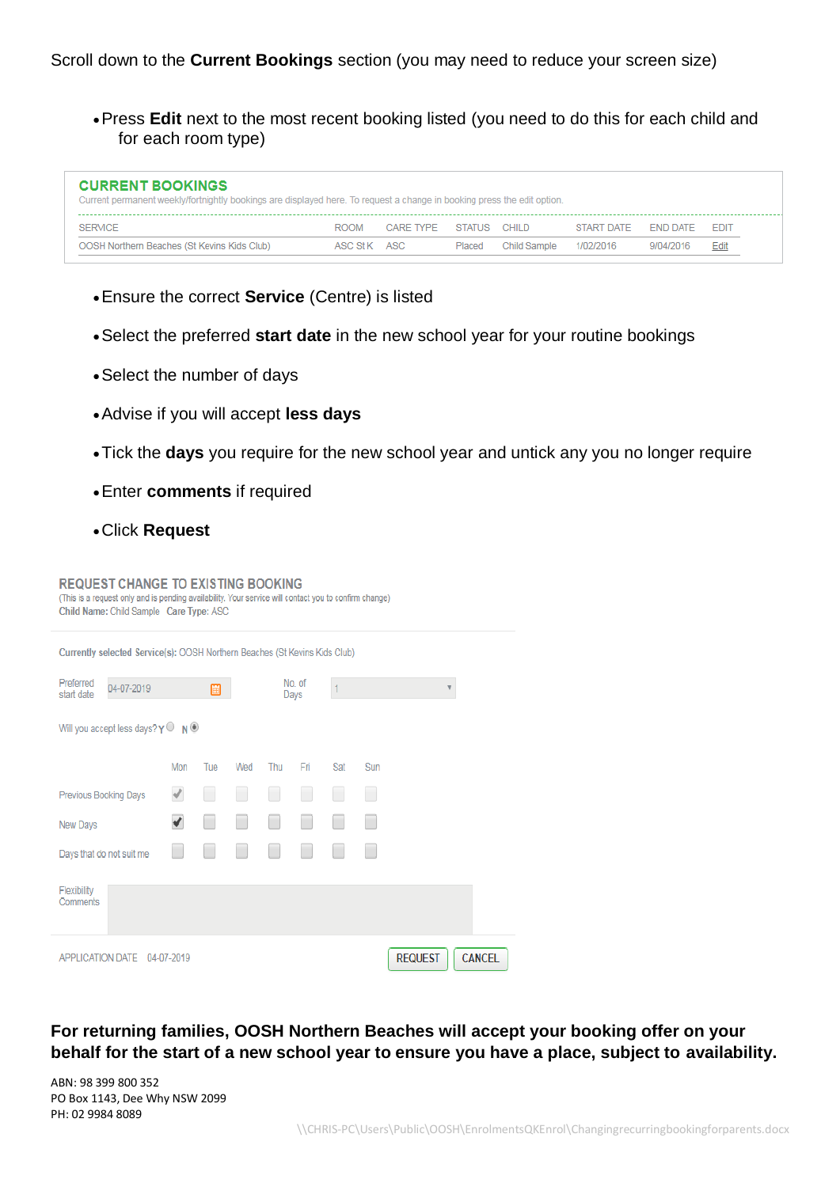Scroll down to the **Current Bookings** section (you may need to reduce your screen size)

- Press **Edit** next to the most recent booking listed (you need to do this for each child and for each room type)

**CURRENT BOOKINGS**

Current permanent weekly/fortnightly bookings are displayed here. To request a change in booking press the edit option.

| SERVICE | ROOM | CARE TYPE | STATUS | CHILD | START DATE | END DATE | EDIT |
|---|---|---|---|---|---|---|---|
| OOSH Northern Beaches (St Kevins Kids Club) | ASC St K | ASC | Placed | Child Sample | 1/02/2016 | 9/04/2016 | Edit |

- Ensure the correct **Service** (Centre) is listed
- Select the preferred **start date** in the new school year for your routine bookings
- Select the number of days
- Advise if you will accept **less days**
- Tick the **days** you require for the new school year and untick any you no longer require
- Enter **comments** if required
- Click **Request**

**REQUEST CHANGE TO EXISTING BOOKING**

(This is a request only and is pending availability. Your service will contact you to confirm change)

**Child Name:** Child Sample **Care Type:** ASC

**Currently selected Service(s):** OOSH Northern Beaches (St Kevins Kids Club)

Preferred start date: 04-07-2019 No. of Days: 1

Will you accept less days? Y ○ N ◉

| | Mon | Tue | Wed | Thu | Fri | Sat | Sun |
|---|---|---|---|---|---|---|---|
| Previous Booking Days | ✓ | | | | | | |
| New Days | ✓ | | | | | | |
| Days that do not suit me | | | | | | | |

Flexibility Comments

APPLICATION DATE 04-07-2019 REQUEST CANCEL

**For returning families, OOSH Northern Beaches will accept your booking offer on your behalf for the start of a new school year to ensure you have a place, subject to availability.**

ABN: 98 399 800 352
PO Box 1143, Dee Why NSW 2099
PH: 02 9984 8089